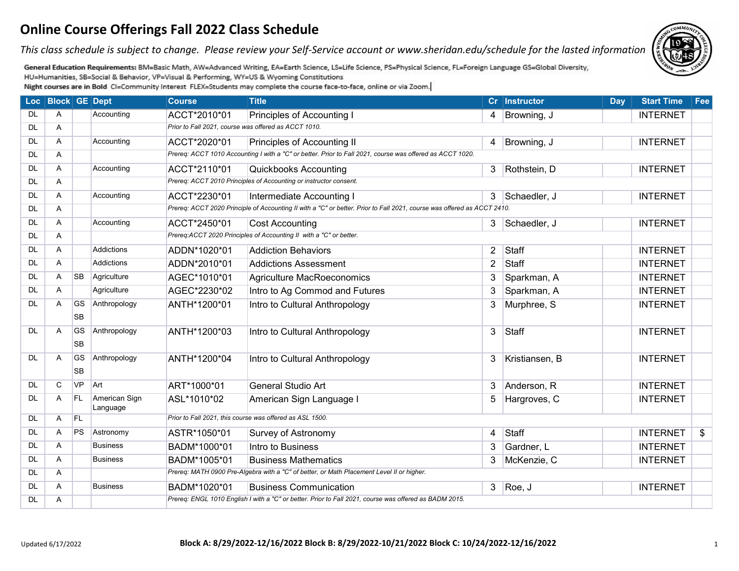# Online Course Offerings Fall 2022 Class Schedule

*This class schedule is subject to change. Please review your Self-Service account or www.sheridan.edu/schedule for the lasted information*

**General Education Requirements:** BM=Basic Math, AW=Advanced Writing, EA=Earth Science, LS=Life Science, PS=Physical Science, FL=Foreign Language GS=Global Diversity, HU=Humanities, SB=Social & Behavior, VP=Visual & Performing, WY=US & Wyoming Constitutions

**Night courses are in Bold** CI=Community Interest FLEX=Students may complete the course face-to-face, online or via Zoom.

| Loc | Block | GE | Dept | Course | Title | Cr | Instructor | Day | Start Time | Fee |
|---|---|---|---|---|---|---|---|---|---|---|
| DL | A | | Accounting | ACCT*2010*01 | Principles of Accounting I | 4 | Browning, J | | INTERNET | |
| DL | A | | | *Prior to Fall 2021, course was offered as ACCT 1010.* | | | | | | |
| DL | A | | Accounting | ACCT*2020*01 | Principles of Accounting II | 4 | Browning, J | | INTERNET | |
| DL | A | | | *Prereq: ACCT 1010 Accounting I with a "C" or better. Prior to Fall 2021, course was offered as ACCT 1020.* | | | | | | |
| DL | A | | Accounting | ACCT*2110*01 | Quickbooks Accounting | 3 | Rothstein, D | | INTERNET | |
| DL | A | | | *Prereq: ACCT 2010 Principles of Accounting or instructor consent.* | | | | | | |
| DL | A | | Accounting | ACCT*2230*01 | Intermediate Accounting I | 3 | Schaedler, J | | INTERNET | |
| DL | A | | | *Prereq: ACCT 2020 Principle of Accounting II with a "C" or better. Prior to Fall 2021, course was offered as ACCT 2410.* | | | | | | |
| DL | A | | Accounting | ACCT*2450*01 | Cost Accounting | 3 | Schaedler, J | | INTERNET | |
| DL | A | | | *Prereq:ACCT 2020 Principles of Accounting II with a "C" or better.* | | | | | | |
| DL | A | | Addictions | ADDN*1020*01 | Addiction Behaviors | 2 | Staff | | INTERNET | |
| DL | A | | Addictions | ADDN*2010*01 | Addictions Assessment | 2 | Staff | | INTERNET | |
| DL | A | SB | Agriculture | AGEC*1010*01 | Agriculture MacRoeconomics | 3 | Sparkman, A | | INTERNET | |
| DL | A | | Agriculture | AGEC*2230*02 | Intro to Ag Commod and Futures | 3 | Sparkman, A | | INTERNET | |
| DL | A | GS SB | Anthropology | ANTH*1200*01 | Intro to Cultural Anthropology | 3 | Murphree, S | | INTERNET | |
| DL | A | GS SB | Anthropology | ANTH*1200*03 | Intro to Cultural Anthropology | 3 | Staff | | INTERNET | |
| DL | A | GS SB | Anthropology | ANTH*1200*04 | Intro to Cultural Anthropology | 3 | Kristiansen, B | | INTERNET | |
| DL | C | VP | Art | ART*1000*01 | General Studio Art | 3 | Anderson, R | | INTERNET | |
| DL | A | FL | American Sign Language | ASL*1010*02 | American Sign Language I | 5 | Hargroves, C | | INTERNET | |
| DL | A | FL | | *Prior to Fall 2021, this course was offered as ASL 1500.* | | | | | | |
| DL | A | PS | Astronomy | ASTR*1050*01 | Survey of Astronomy | 4 | Staff | | INTERNET | $ |
| DL | A | | Business | BADM*1000*01 | Intro to Business | 3 | Gardner, L | | INTERNET | |
| DL | A | | Business | BADM*1005*01 | Business Mathematics | 3 | McKenzie, C | | INTERNET | |
| DL | A | | | *Prereq: MATH 0900 Pre-Algebra with a "C" of better, or Math Placement Level II or higher.* | | | | | | |
| DL | A | | Business | BADM*1020*01 | Business Communication | 3 | Roe, J | | INTERNET | |
| DL | A | | | *Prereq: ENGL 1010 English I with a "C" or better. Prior to Fall 2021, course was offered as BADM 2015.* | | | | | | |

Updated 6/17/2022

**Block A: 8/29/2022-12/16/2022 Block B: 8/29/2022-10/21/2022 Block C: 10/24/2022-12/16/2022**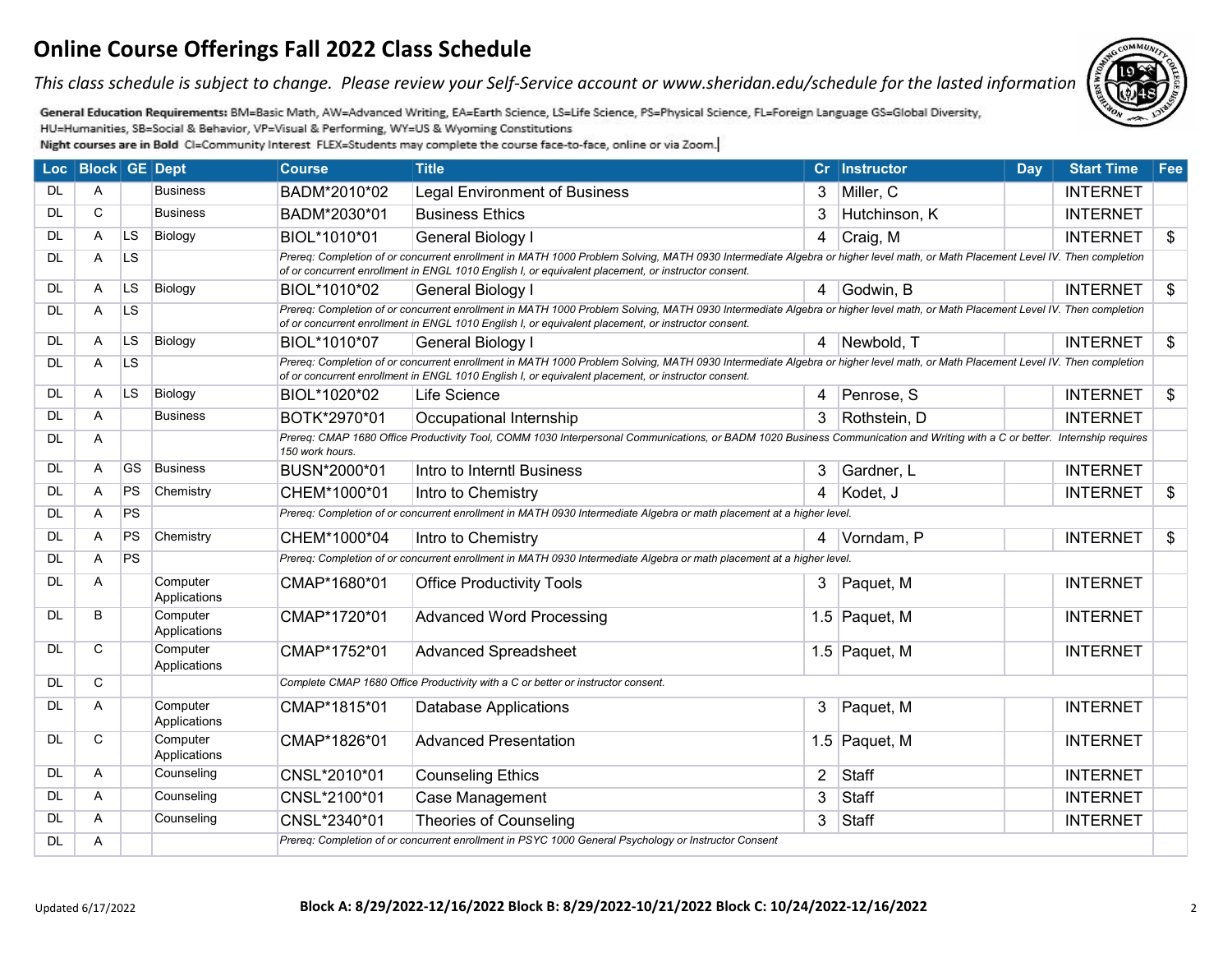# Online Course Offerings Fall 2022 Class Schedule

*This class schedule is subject to change. Please review your Self-Service account or www.sheridan.edu/schedule for the lasted information*

General Education Requirements: BM=Basic Math, AW=Advanced Writing, EA=Earth Science, LS=Life Science, PS=Physical Science, FL=Foreign Language GS=Global Diversity, HU=Humanities, SB=Social & Behavior, VP=Visual & Performing, WY=US & Wyoming Constitutions

**Night courses are in Bold** CI=Community Interest FLEX=Students may complete the course face-to-face, online or via Zoom.

| Loc | Block | GE | Dept | Course | Title | Cr | Instructor | Day | Start Time | Fee |
|---|---|---|---|---|---|---|---|---|---|---|
| DL | A | | Business | BADM*2010*02 | Legal Environment of Business | 3 | Miller, C | | INTERNET | |
| DL | C | | Business | BADM*2030*01 | Business Ethics | 3 | Hutchinson, K | | INTERNET | |
| DL | A | LS | Biology | BIOL*1010*01 | General Biology I | 4 | Craig, M | | INTERNET | $ |
| DL | A | LS | | *Prereq: Completion of or concurrent enrollment in MATH 1000 Problem Solving, MATH 0930 Intermediate Algebra or higher level math, or Math Placement Level IV. Then completion of or concurrent enrollment in ENGL 1010 English I, or equivalent placement, or instructor consent.* | | | | | | |
| DL | A | LS | Biology | BIOL*1010*02 | General Biology I | 4 | Godwin, B | | INTERNET | $ |
| DL | A | LS | | *Prereq: Completion of or concurrent enrollment in MATH 1000 Problem Solving, MATH 0930 Intermediate Algebra or higher level math, or Math Placement Level IV. Then completion of or concurrent enrollment in ENGL 1010 English I, or equivalent placement, or instructor consent.* | | | | | | |
| DL | A | LS | Biology | BIOL*1010*07 | General Biology I | 4 | Newbold, T | | INTERNET | $ |
| DL | A | LS | | *Prereq: Completion of or concurrent enrollment in MATH 1000 Problem Solving, MATH 0930 Intermediate Algebra or higher level math, or Math Placement Level IV. Then completion of or concurrent enrollment in ENGL 1010 English I, or equivalent placement, or instructor consent.* | | | | | | |
| DL | A | LS | Biology | BIOL*1020*02 | Life Science | 4 | Penrose, S | | INTERNET | $ |
| DL | A | | Business | BOTK*2970*01 | Occupational Internship | 3 | Rothstein, D | | INTERNET | |
| DL | A | | | *Prereq: CMAP 1680 Office Productivity Tool, COMM 1030 Interpersonal Communications, or BADM 1020 Business Communication and Writing with a C or better. Internship requires 150 work hours.* | | | | | | |
| DL | A | GS | Business | BUSN*2000*01 | Intro to Interntl Business | 3 | Gardner, L | | INTERNET | |
| DL | A | PS | Chemistry | CHEM*1000*01 | Intro to Chemistry | 4 | Kodet, J | | INTERNET | $ |
| DL | A | PS | | *Prereq: Completion of or concurrent enrollment in MATH 0930 Intermediate Algebra or math placement at a higher level.* | | | | | | |
| DL | A | PS | Chemistry | CHEM*1000*04 | Intro to Chemistry | 4 | Vorndam, P | | INTERNET | $ |
| DL | A | PS | | *Prereq: Completion of or concurrent enrollment in MATH 0930 Intermediate Algebra or math placement at a higher level.* | | | | | | |
| DL | A | | Computer Applications | CMAP*1680*01 | Office Productivity Tools | 3 | Paquet, M | | INTERNET | |
| DL | B | | Computer Applications | CMAP*1720*01 | Advanced Word Processing | 1.5 | Paquet, M | | INTERNET | |
| DL | C | | Computer Applications | CMAP*1752*01 | Advanced Spreadsheet | 1.5 | Paquet, M | | INTERNET | |
| DL | C | | | *Complete CMAP 1680 Office Productivity with a C or better or instructor consent.* | | | | | | |
| DL | A | | Computer Applications | CMAP*1815*01 | Database Applications | 3 | Paquet, M | | INTERNET | |
| DL | C | | Computer Applications | CMAP*1826*01 | Advanced Presentation | 1.5 | Paquet, M | | INTERNET | |
| DL | A | | Counseling | CNSL*2010*01 | Counseling Ethics | 2 | Staff | | INTERNET | |
| DL | A | | Counseling | CNSL*2100*01 | Case Management | 3 | Staff | | INTERNET | |
| DL | A | | Counseling | CNSL*2340*01 | Theories of Counseling | 3 | Staff | | INTERNET | |
| DL | A | | | *Prereq: Completion of or concurrent enrollment in PSYC 1000 General Psychology or Instructor Consent* | | | | | | |

Updated 6/17/2022

**Block A: 8/29/2022-12/16/2022 Block B: 8/29/2022-10/21/2022 Block C: 10/24/2022-12/16/2022**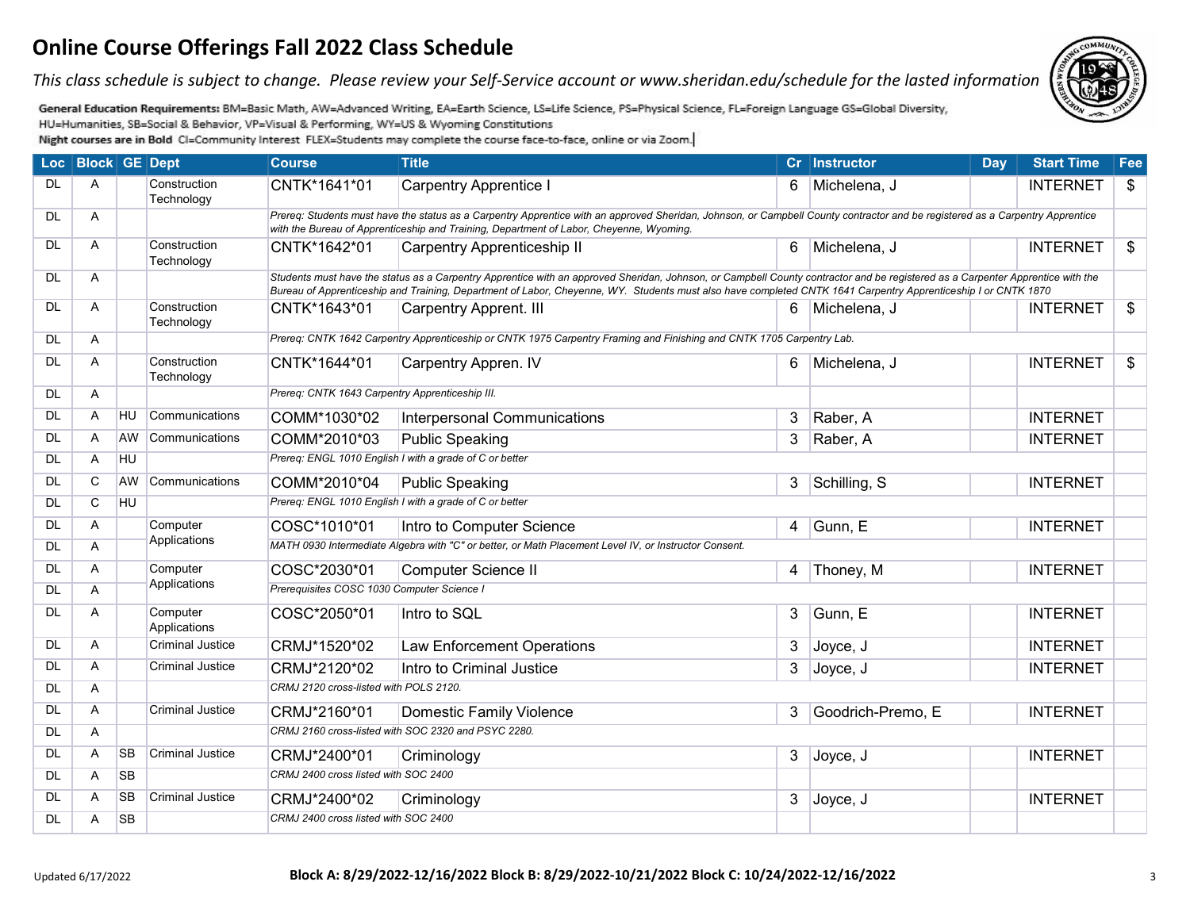# Online Course Offerings Fall 2022 Class Schedule

*This class schedule is subject to change. Please review your Self-Service account or www.sheridan.edu/schedule for the lasted information*

**General Education Requirements:** BM=Basic Math, AW=Advanced Writing, EA=Earth Science, LS=Life Science, PS=Physical Science, FL=Foreign Language GS=Global Diversity, HU=Humanities, SB=Social & Behavior, VP=Visual & Performing, WY=US & Wyoming Constitutions

**Night courses are in Bold** CI=Community Interest FLEX=Students may complete the course face-to-face, online or via Zoom.

| Loc | Block | GE | Dept | Course | Title | Cr | Instructor | Day | Start Time | Fee |
|---|---|---|---|---|---|---|---|---|---|---|
| DL | A | | Construction Technology | CNTK*1641*01 | Carpentry Apprentice I | 6 | Michelena, J | | INTERNET | $ |
| DL | A | | | *Prereq: Students must have the status as a Carpentry Apprentice with an approved Sheridan, Johnson, or Campbell County contractor and be registered as a Carpentry Apprentice with the Bureau of Apprenticeship and Training, Department of Labor, Cheyenne, Wyoming.* | | | | | | |
| DL | A | | Construction Technology | CNTK*1642*01 | Carpentry Apprenticeship II | 6 | Michelena, J | | INTERNET | $ |
| DL | A | | | *Students must have the status as a Carpentry Apprentice with an approved Sheridan, Johnson, or Campbell County contractor and be registered as a Carpenter Apprentice with the Bureau of Apprenticeship and Training, Department of Labor, Cheyenne, WY. Students must also have completed CNTK 1641 Carpentry Apprenticeship I or CNTK 1870* | | | | | | |
| DL | A | | Construction Technology | CNTK*1643*01 | Carpentry Apprent. III | 6 | Michelena, J | | INTERNET | $ |
| DL | A | | | *Prereq: CNTK 1642 Carpentry Apprenticeship or CNTK 1975 Carpentry Framing and Finishing and CNTK 1705 Carpentry Lab.* | | | | | | |
| DL | A | | Construction Technology | CNTK*1644*01 | Carpentry Appren. IV | 6 | Michelena, J | | INTERNET | $ |
| DL | A | | | *Prereq: CNTK 1643 Carpentry Apprenticeship III.* | | | | | | |
| DL | A | HU | Communications | COMM*1030*02 | Interpersonal Communications | 3 | Raber, A | | INTERNET | |
| DL | A | AW | Communications | COMM*2010*03 | Public Speaking | 3 | Raber, A | | INTERNET | |
| DL | A | HU | | *Prereq: ENGL 1010 English I with a grade of C or better* | | | | | | |
| DL | C | AW | Communications | COMM*2010*04 | Public Speaking | 3 | Schilling, S | | INTERNET | |
| DL | C | HU | | *Prereq: ENGL 1010 English I with a grade of C or better* | | | | | | |
| DL | A | | Computer Applications | COSC*1010*01 | Intro to Computer Science | 4 | Gunn, E | | INTERNET | |
| DL | A | | | *MATH 0930 Intermediate Algebra with "C" or better, or Math Placement Level IV, or Instructor Consent.* | | | | | | |
| DL | A | | Computer Applications | COSC*2030*01 | Computer Science II | 4 | Thoney, M | | INTERNET | |
| DL | A | | | *Prerequisites COSC 1030 Computer Science I* | | | | | | |
| DL | A | | Computer Applications | COSC*2050*01 | Intro to SQL | 3 | Gunn, E | | INTERNET | |
| DL | A | | Criminal Justice | CRMJ*1520*02 | Law Enforcement Operations | 3 | Joyce, J | | INTERNET | |
| DL | A | | Criminal Justice | CRMJ*2120*02 | Intro to Criminal Justice | 3 | Joyce, J | | INTERNET | |
| DL | A | | | *CRMJ 2120 cross-listed with POLS 2120.* | | | | | | |
| DL | A | | Criminal Justice | CRMJ*2160*01 | Domestic Family Violence | 3 | Goodrich-Premo, E | | INTERNET | |
| DL | A | | | *CRMJ 2160 cross-listed with SOC 2320 and PSYC 2280.* | | | | | | |
| DL | A | SB | Criminal Justice | CRMJ*2400*01 | Criminology | 3 | Joyce, J | | INTERNET | |
| DL | A | SB | | *CRMJ 2400 cross listed with SOC 2400* | | | | | | |
| DL | A | SB | Criminal Justice | CRMJ*2400*02 | Criminology | 3 | Joyce, J | | INTERNET | |
| DL | A | SB | | *CRMJ 2400 cross listed with SOC 2400* | | | | | | |

Updated 6/17/2022

**Block A: 8/29/2022-12/16/2022 Block B: 8/29/2022-10/21/2022 Block C: 10/24/2022-12/16/2022**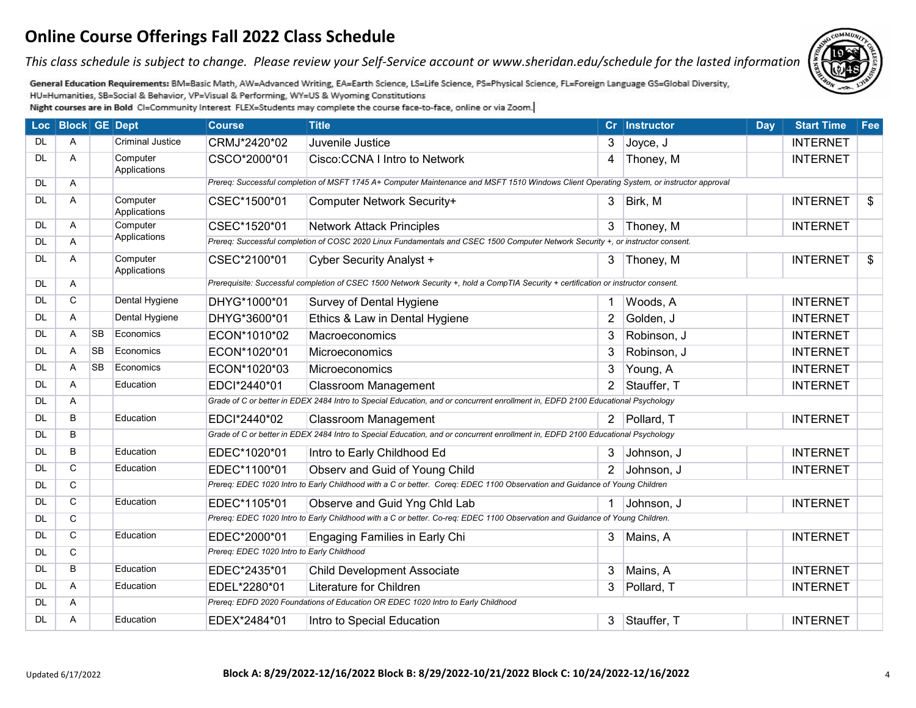# Online Course Offerings Fall 2022 Class Schedule

*This class schedule is subject to change. Please review your Self-Service account or www.sheridan.edu/schedule for the lasted information*

**General Education Requirements:** BM=Basic Math, AW=Advanced Writing, EA=Earth Science, LS=Life Science, PS=Physical Science, FL=Foreign Language GS=Global Diversity, HU=Humanities, SB=Social & Behavior, VP=Visual & Performing, WY=US & Wyoming Constitutions

**Night courses are in Bold** CI=Community Interest FLEX=Students may complete the course face-to-face, online or via Zoom.

| Loc | Block | GE | Dept | Course | Title | Cr | Instructor | Day | Start Time | Fee |
|---|---|---|---|---|---|---|---|---|---|---|
| DL | A | | Criminal Justice | CRMJ*2420*02 | Juvenile Justice | 3 | Joyce, J | | INTERNET | |
| DL | A | | Computer Applications | CSCO*2000*01 | Cisco:CCNA I Intro to Network | 4 | Thoney, M | | INTERNET | |
| DL | A | | | *Prereq: Successful completion of MSFT 1745 A+ Computer Maintenance and MSFT 1510 Windows Client Operating System, or instructor approval* | | | | | | |
| DL | A | | Computer Applications | CSEC*1500*01 | Computer Network Security+ | 3 | Birk, M | | INTERNET | $ |
| DL | A | | Computer Applications | CSEC*1520*01 | Network Attack Principles | 3 | Thoney, M | | INTERNET | |
| DL | A | | | *Prereq: Successful completion of COSC 2020 Linux Fundamentals and CSEC 1500 Computer Network Security +, or instructor consent.* | | | | | | |
| DL | A | | Computer Applications | CSEC*2100*01 | Cyber Security Analyst + | 3 | Thoney, M | | INTERNET | $ |
| DL | A | | | *Prerequisite: Successful completion of CSEC 1500 Network Security +, hold a CompTIA Security + certification or instructor consent.* | | | | | | |
| DL | C | | Dental Hygiene | DHYG*1000*01 | Survey of Dental Hygiene | 1 | Woods, A | | INTERNET | |
| DL | A | | Dental Hygiene | DHYG*3600*01 | Ethics & Law in Dental Hygiene | 2 | Golden, J | | INTERNET | |
| DL | A | SB | Economics | ECON*1010*02 | Macroeconomics | 3 | Robinson, J | | INTERNET | |
| DL | A | SB | Economics | ECON*1020*01 | Microeconomics | 3 | Robinson, J | | INTERNET | |
| DL | A | SB | Economics | ECON*1020*03 | Microeconomics | 3 | Young, A | | INTERNET | |
| DL | A | | Education | EDCI*2440*01 | Classroom Management | 2 | Stauffer, T | | INTERNET | |
| DL | A | | | *Grade of C or better in EDEX 2484 Intro to Special Education, and or concurrent enrollment in, EDFD 2100 Educational Psychology* | | | | | | |
| DL | B | | Education | EDCI*2440*02 | Classroom Management | 2 | Pollard, T | | INTERNET | |
| DL | B | | | *Grade of C or better in EDEX 2484 Intro to Special Education, and or concurrent enrollment in, EDFD 2100 Educational Psychology* | | | | | | |
| DL | B | | Education | EDEC*1020*01 | Intro to Early Childhood Ed | 3 | Johnson, J | | INTERNET | |
| DL | C | | Education | EDEC*1100*01 | Observ and Guid of Young Child | 2 | Johnson, J | | INTERNET | |
| DL | C | | | *Prereq: EDEC 1020 Intro to Early Childhood with a C or better. Coreq: EDEC 1100 Observation and Guidance of Young Children* | | | | | | |
| DL | C | | Education | EDEC*1105*01 | Observe and Guid Yng Chld Lab | 1 | Johnson, J | | INTERNET | |
| DL | C | | | *Prereq: EDEC 1020 Intro to Early Childhood with a C or better. Co-req: EDEC 1100 Observation and Guidance of Young Children.* | | | | | | |
| DL | C | | Education | EDEC*2000*01 | Engaging Families in Early Chi | 3 | Mains, A | | INTERNET | |
| DL | C | | | *Prereq: EDEC 1020 Intro to Early Childhood* | | | | | | |
| DL | B | | Education | EDEC*2435*01 | Child Development Associate | 3 | Mains, A | | INTERNET | |
| DL | A | | Education | EDEL*2280*01 | Literature for Children | 3 | Pollard, T | | INTERNET | |
| DL | A | | | *Prereq: EDFD 2020 Foundations of Education OR EDEC 1020 Intro to Early Childhood* | | | | | | |
| DL | A | | Education | EDEX*2484*01 | Intro to Special Education | 3 | Stauffer, T | | INTERNET | |

Updated 6/17/2022

**Block A: 8/29/2022-12/16/2022 Block B: 8/29/2022-10/21/2022 Block C: 10/24/2022-12/16/2022**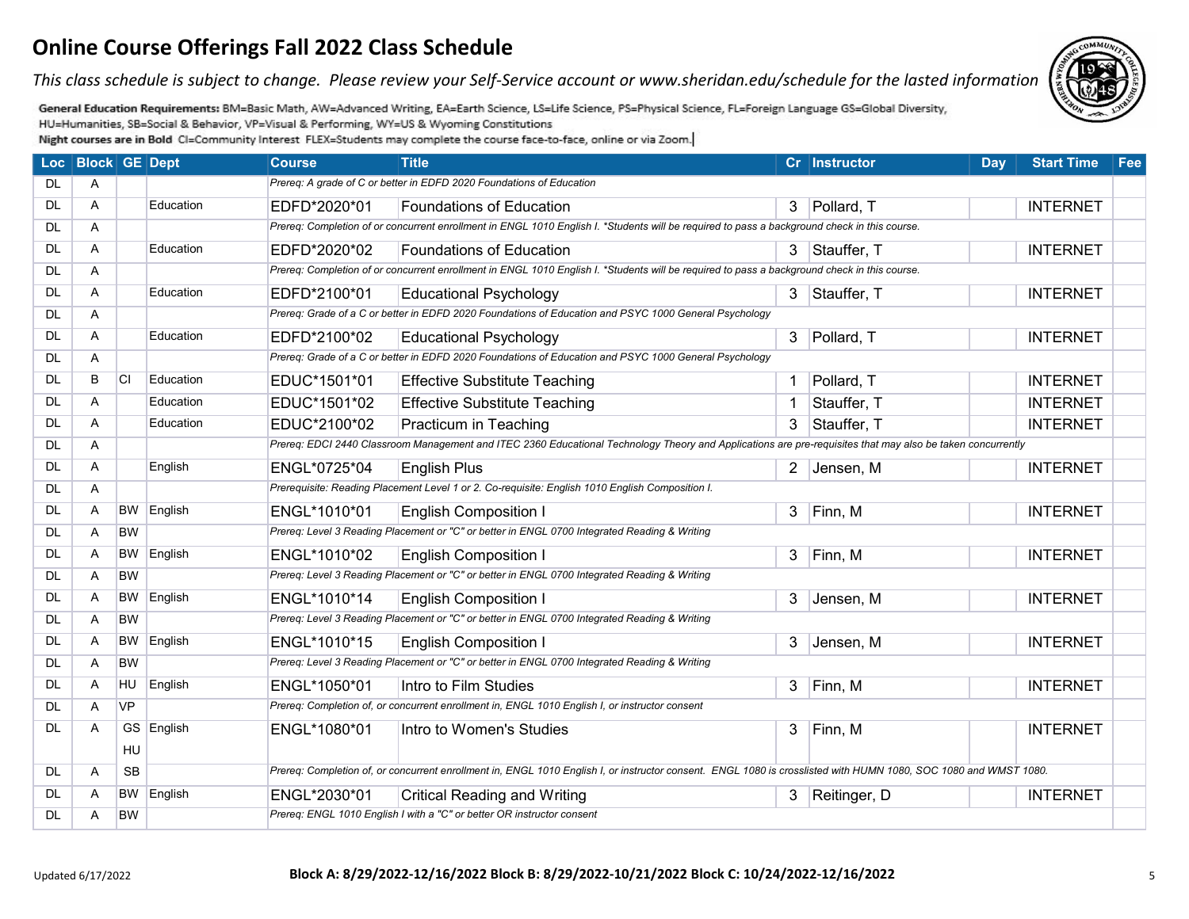# Online Course Offerings Fall 2022 Class Schedule

*This class schedule is subject to change. Please review your Self-Service account or www.sheridan.edu/schedule for the lasted information*

**General Education Requirements:** BM=Basic Math, AW=Advanced Writing, EA=Earth Science, LS=Life Science, PS=Physical Science, FL=Foreign Language GS=Global Diversity, HU=Humanities, SB=Social & Behavior, VP=Visual & Performing, WY=US & Wyoming Constitutions

**Night courses are in Bold** CI=Community Interest FLEX=Students may complete the course face-to-face, online or via Zoom.

| Loc | Block | GE | Dept | Course | Title | Cr | Instructor | Day | Start Time | Fee |
|---|---|---|---|---|---|---|---|---|---|---|
| DL | A | | | *Prereq: A grade of C or better in EDFD 2020 Foundations of Education* | | | | | | |
| DL | A | | Education | EDFD*2020*01 | Foundations of Education | 3 | Pollard, T | | INTERNET | |
| DL | A | | | *Prereq: Completion of or concurrent enrollment in ENGL 1010 English I. *Students will be required to pass a background check in this course.* | | | | | | |
| DL | A | | Education | EDFD*2020*02 | Foundations of Education | 3 | Stauffer, T | | INTERNET | |
| DL | A | | | *Prereq: Completion of or concurrent enrollment in ENGL 1010 English I. *Students will be required to pass a background check in this course.* | | | | | | |
| DL | A | | Education | EDFD*2100*01 | Educational Psychology | 3 | Stauffer, T | | INTERNET | |
| DL | A | | | *Prereq: Grade of a C or better in EDFD 2020 Foundations of Education and PSYC 1000 General Psychology* | | | | | | |
| DL | A | | Education | EDFD*2100*02 | Educational Psychology | 3 | Pollard, T | | INTERNET | |
| DL | A | | | *Prereq: Grade of a C or better in EDFD 2020 Foundations of Education and PSYC 1000 General Psychology* | | | | | | |
| DL | B | CI | Education | EDUC*1501*01 | Effective Substitute Teaching | 1 | Pollard, T | | INTERNET | |
| DL | A | | Education | EDUC*1501*02 | Effective Substitute Teaching | 1 | Stauffer, T | | INTERNET | |
| DL | A | | Education | EDUC*2100*02 | Practicum in Teaching | 3 | Stauffer, T | | INTERNET | |
| DL | A | | | *Prereq: EDCI 2440 Classroom Management and ITEC 2360 Educational Technology Theory and Applications are pre-requisites that may also be taken concurrently* | | | | | | |
| DL | A | | English | ENGL*0725*04 | English Plus | 2 | Jensen, M | | INTERNET | |
| DL | A | | | *Prerequisite: Reading Placement Level 1 or 2. Co-requisite: English 1010 English Composition I.* | | | | | | |
| DL | A | BW | English | ENGL*1010*01 | English Composition I | 3 | Finn, M | | INTERNET | |
| DL | A | BW | | *Prereq: Level 3 Reading Placement or "C" or better in ENGL 0700 Integrated Reading & Writing* | | | | | | |
| DL | A | BW | English | ENGL*1010*02 | English Composition I | 3 | Finn, M | | INTERNET | |
| DL | A | BW | | *Prereq: Level 3 Reading Placement or "C" or better in ENGL 0700 Integrated Reading & Writing* | | | | | | |
| DL | A | BW | English | ENGL*1010*14 | English Composition I | 3 | Jensen, M | | INTERNET | |
| DL | A | BW | | *Prereq: Level 3 Reading Placement or "C" or better in ENGL 0700 Integrated Reading & Writing* | | | | | | |
| DL | A | BW | English | ENGL*1010*15 | English Composition I | 3 | Jensen, M | | INTERNET | |
| DL | A | BW | | *Prereq: Level 3 Reading Placement or "C" or better in ENGL 0700 Integrated Reading & Writing* | | | | | | |
| DL | A | HU | English | ENGL*1050*01 | Intro to Film Studies | 3 | Finn, M | | INTERNET | |
| DL | A | VP | | *Prereq: Completion of, or concurrent enrollment in, ENGL 1010 English I, or instructor consent* | | | | | | |
| DL | A | GS HU | English | ENGL*1080*01 | Intro to Women's Studies | 3 | Finn, M | | INTERNET | |
| DL | A | SB | | *Prereq: Completion of, or concurrent enrollment in, ENGL 1010 English I, or instructor consent. ENGL 1080 is crosslisted with HUMN 1080, SOC 1080 and WMST 1080.* | | | | | | |
| DL | A | BW | English | ENGL*2030*01 | Critical Reading and Writing | 3 | Reitinger, D | | INTERNET | |
| DL | A | BW | | *Prereq: ENGL 1010 English I with a "C" or better OR instructor consent* | | | | | | |

Updated 6/17/2022

**Block A: 8/29/2022-12/16/2022 Block B: 8/29/2022-10/21/2022 Block C: 10/24/2022-12/16/2022**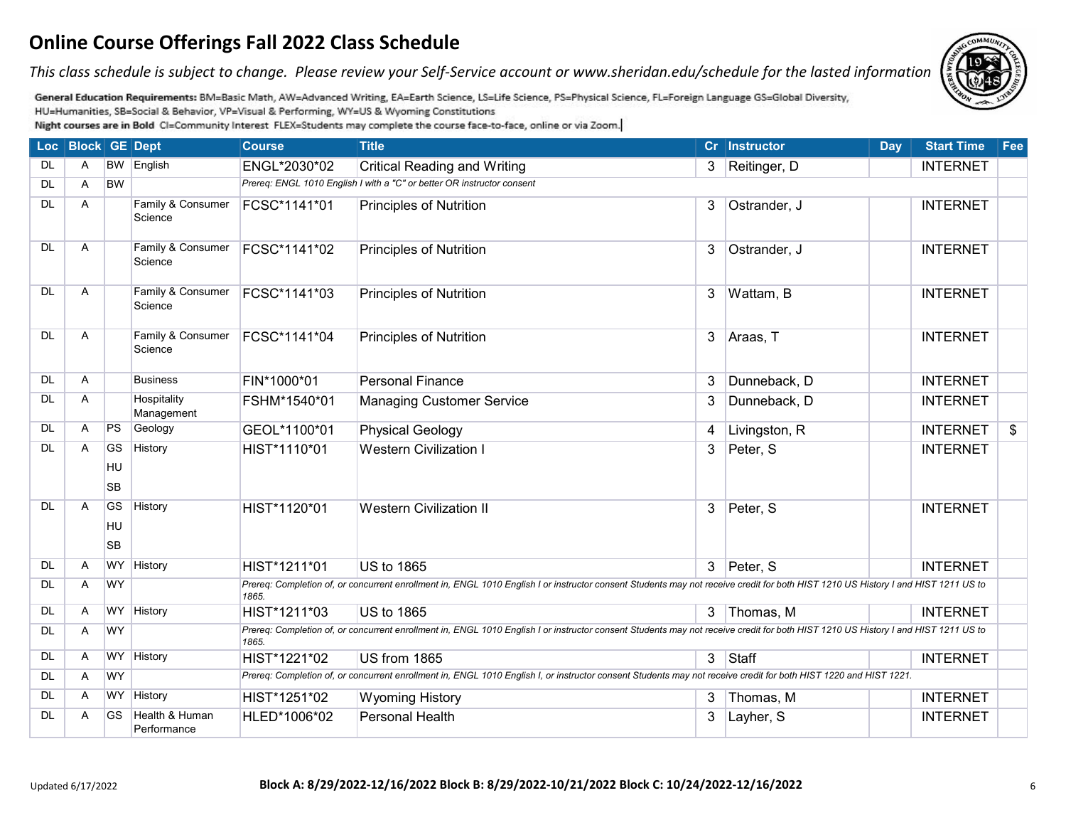# Online Course Offerings Fall 2022 Class Schedule

*This class schedule is subject to change. Please review your Self-Service account or www.sheridan.edu/schedule for the lasted information*

**General Education Requirements:** BM=Basic Math, AW=Advanced Writing, EA=Earth Science, LS=Life Science, PS=Physical Science, FL=Foreign Language GS=Global Diversity, HU=Humanities, SB=Social & Behavior, VP=Visual & Performing, WY=US & Wyoming Constitutions

**Night courses are in Bold** CI=Community Interest FLEX=Students may complete the course face-to-face, online or via Zoom.

| Loc | Block | GE | Dept | Course | Title | Cr | Instructor | Day | Start Time | Fee |
|---|---|---|---|---|---|---|---|---|---|---|
| DL | A | BW | English | ENGL*2030*02 | Critical Reading and Writing | 3 | Reitinger, D | | INTERNET | |
| DL | A | BW | | *Prereq: ENGL 1010 English I with a "C" or better OR instructor consent* | | | | | | |
| DL | A | | Family & Consumer Science | FCSC*1141*01 | Principles of Nutrition | 3 | Ostrander, J | | INTERNET | |
| DL | A | | Family & Consumer Science | FCSC*1141*02 | Principles of Nutrition | 3 | Ostrander, J | | INTERNET | |
| DL | A | | Family & Consumer Science | FCSC*1141*03 | Principles of Nutrition | 3 | Wattam, B | | INTERNET | |
| DL | A | | Family & Consumer Science | FCSC*1141*04 | Principles of Nutrition | 3 | Araas, T | | INTERNET | |
| DL | A | | Business | FIN*1000*01 | Personal Finance | 3 | Dunneback, D | | INTERNET | |
| DL | A | | Hospitality Management | FSHM*1540*01 | Managing Customer Service | 3 | Dunneback, D | | INTERNET | |
| DL | A | PS | Geology | GEOL*1100*01 | Physical Geology | 4 | Livingston, R | | INTERNET | $ |
| DL | A | GS HU SB | History | HIST*1110*01 | Western Civilization I | 3 | Peter, S | | INTERNET | |
| DL | A | GS HU SB | History | HIST*1120*01 | Western Civilization II | 3 | Peter, S | | INTERNET | |
| DL | A | WY | History | HIST*1211*01 | US to 1865 | 3 | Peter, S | | INTERNET | |
| DL | A | WY | | *Prereq: Completion of, or concurrent enrollment in, ENGL 1010 English I or instructor consent Students may not receive credit for both HIST 1210 US History I and HIST 1211 US to 1865.* | | | | | | |
| DL | A | WY | History | HIST*1211*03 | US to 1865 | 3 | Thomas, M | | INTERNET | |
| DL | A | WY | | *Prereq: Completion of, or concurrent enrollment in, ENGL 1010 English I or instructor consent Students may not receive credit for both HIST 1210 US History I and HIST 1211 US to 1865.* | | | | | | |
| DL | A | WY | History | HIST*1221*02 | US from 1865 | 3 | Staff | | INTERNET | |
| DL | A | WY | | *Prereq: Completion of, or concurrent enrollment in, ENGL 1010 English I, or instructor consent Students may not receive credit for both HIST 1220 and HIST 1221.* | | | | | | |
| DL | A | WY | History | HIST*1251*02 | Wyoming History | 3 | Thomas, M | | INTERNET | |
| DL | A | GS | Health & Human Performance | HLED*1006*02 | Personal Health | 3 | Layher, S | | INTERNET | |

Updated 6/17/2022

**Block A: 8/29/2022-12/16/2022 Block B: 8/29/2022-10/21/2022 Block C: 10/24/2022-12/16/2022**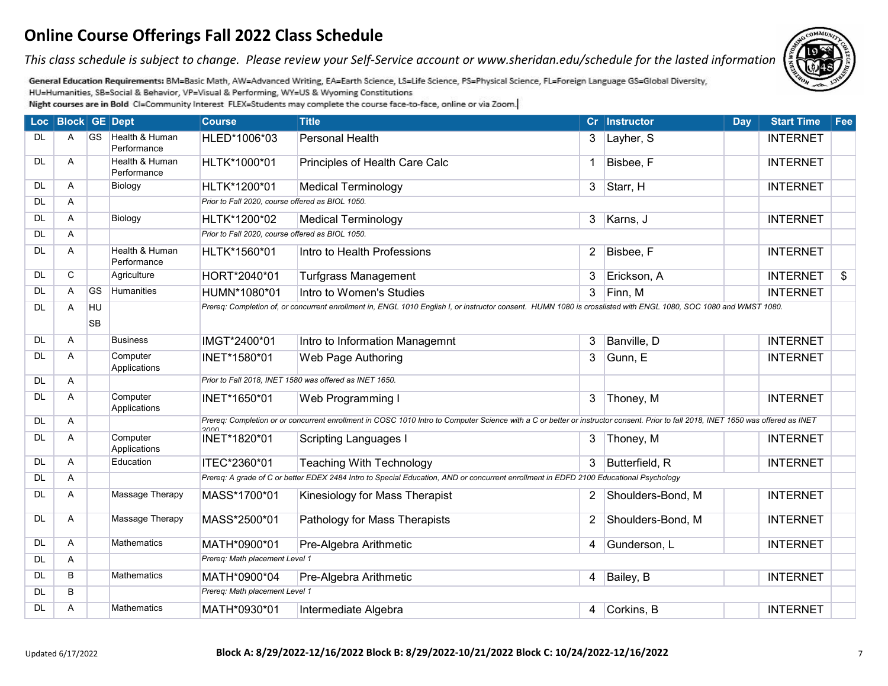# Online Course Offerings Fall 2022 Class Schedule

*This class schedule is subject to change. Please review your Self-Service account or www.sheridan.edu/schedule for the lasted information*

**General Education Requirements:** BM=Basic Math, AW=Advanced Writing, EA=Earth Science, LS=Life Science, PS=Physical Science, FL=Foreign Language GS=Global Diversity, HU=Humanities, SB=Social & Behavior, VP=Visual & Performing, WY=US & Wyoming Constitutions

**Night courses are in Bold** CI=Community Interest FLEX=Students may complete the course face-to-face, online or via Zoom.

| Loc | Block | GE | Dept | Course | Title | Cr | Instructor | Day | Start Time | Fee |
|---|---|---|---|---|---|---|---|---|---|---|
| DL | A | GS | Health & Human Performance | HLED*1006*03 | Personal Health | 3 | Layher, S | | INTERNET | |
| DL | A | | Health & Human Performance | HLTK*1000*01 | Principles of Health Care Calc | 1 | Bisbee, F | | INTERNET | |
| DL | A | | Biology | HLTK*1200*01 | Medical Terminology | 3 | Starr, H | | INTERNET | |
| DL | A | | | *Prior to Fall 2020, course offered as BIOL 1050.* | | | | | | |
| DL | A | | Biology | HLTK*1200*02 | Medical Terminology | 3 | Karns, J | | INTERNET | |
| DL | A | | | *Prior to Fall 2020, course offered as BIOL 1050.* | | | | | | |
| DL | A | | Health & Human Performance | HLTK*1560*01 | Intro to Health Professions | 2 | Bisbee, F | | INTERNET | |
| DL | C | | Agriculture | HORT*2040*01 | Turfgrass Management | 3 | Erickson, A | | INTERNET | $ |
| DL | A | GS | Humanities | HUMN*1080*01 | Intro to Women's Studies | 3 | Finn, M | | INTERNET | |
| DL | A | HU SB | | *Prereq: Completion of, or concurrent enrollment in, ENGL 1010 English I, or instructor consent. HUMN 1080 is crosslisted with ENGL 1080, SOC 1080 and WMST 1080.* | | | | | | |
| DL | A | | Business | IMGT*2400*01 | Intro to Information Managemnt | 3 | Banville, D | | INTERNET | |
| DL | A | | Computer Applications | INET*1580*01 | Web Page Authoring | 3 | Gunn, E | | INTERNET | |
| DL | A | | | *Prior to Fall 2018, INET 1580 was offered as INET 1650.* | | | | | | |
| DL | A | | Computer Applications | INET*1650*01 | Web Programming I | 3 | Thoney, M | | INTERNET | |
| DL | A | | | *Prereq: Completion or or concurrent enrollment in COSC 1010 Intro to Computer Science with a C or better or instructor consent. Prior to fall 2018, INET 1650 was offered as INET 2000* | | | | | | |
| DL | A | | Computer Applications | INET*1820*01 | Scripting Languages I | 3 | Thoney, M | | INTERNET | |
| DL | A | | Education | ITEC*2360*01 | Teaching With Technology | 3 | Butterfield, R | | INTERNET | |
| DL | A | | | *Prereq: A grade of C or better EDEX 2484 Intro to Special Education, AND or concurrent enrollment in EDFD 2100 Educational Psychology* | | | | | | |
| DL | A | | Massage Therapy | MASS*1700*01 | Kinesiology for Mass Therapist | 2 | Shoulders-Bond, M | | INTERNET | |
| DL | A | | Massage Therapy | MASS*2500*01 | Pathology for Mass Therapists | 2 | Shoulders-Bond, M | | INTERNET | |
| DL | A | | Mathematics | MATH*0900*01 | Pre-Algebra Arithmetic | 4 | Gunderson, L | | INTERNET | |
| DL | A | | | *Prereq: Math placement Level 1* | | | | | | |
| DL | B | | Mathematics | MATH*0900*04 | Pre-Algebra Arithmetic | 4 | Bailey, B | | INTERNET | |
| DL | B | | | *Prereq: Math placement Level 1* | | | | | | |
| DL | A | | Mathematics | MATH*0930*01 | Intermediate Algebra | 4 | Corkins, B | | INTERNET | |

Updated 6/17/2022

**Block A: 8/29/2022-12/16/2022 Block B: 8/29/2022-10/21/2022 Block C: 10/24/2022-12/16/2022**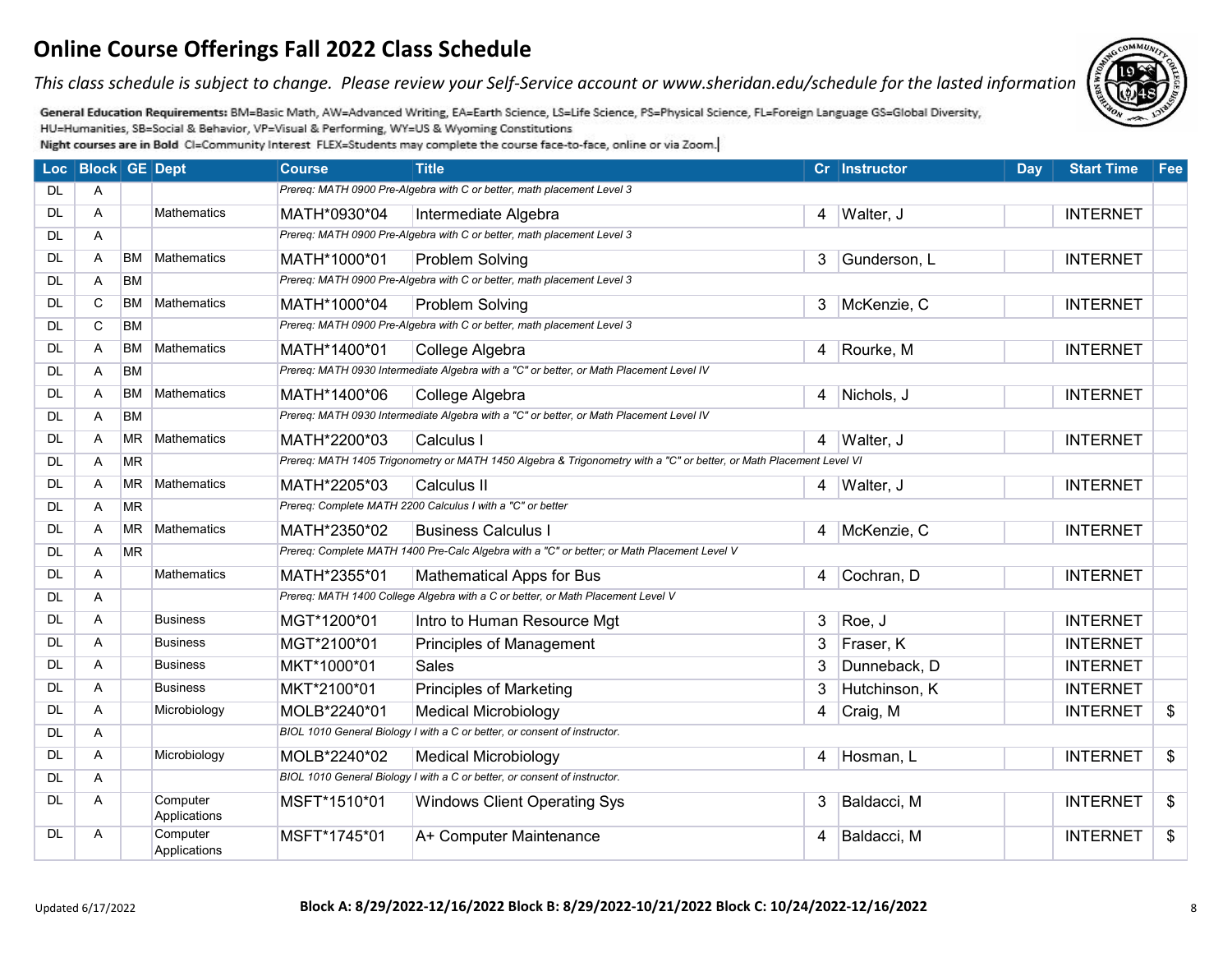# Online Course Offerings Fall 2022 Class Schedule

*This class schedule is subject to change. Please review your Self-Service account or www.sheridan.edu/schedule for the lasted information*

**General Education Requirements:** BM=Basic Math, AW=Advanced Writing, EA=Earth Science, LS=Life Science, PS=Physical Science, FL=Foreign Language GS=Global Diversity, HU=Humanities, SB=Social & Behavior, VP=Visual & Performing, WY=US & Wyoming Constitutions

**Night courses are in Bold** CI=Community Interest FLEX=Students may complete the course face-to-face, online or via Zoom.

| Loc | Block | GE | Dept | Course | Title | Cr | Instructor | Day | Start Time | Fee |
|---|---|---|---|---|---|---|---|---|---|---|
| DL | A | | | *Prereq: MATH 0900 Pre-Algebra with C or better, math placement Level 3* | | | | | | |
| DL | A | | Mathematics | MATH*0930*04 | Intermediate Algebra | 4 | Walter, J | | INTERNET | |
| DL | A | | | *Prereq: MATH 0900 Pre-Algebra with C or better, math placement Level 3* | | | | | | |
| DL | A | BM | Mathematics | MATH*1000*01 | Problem Solving | 3 | Gunderson, L | | INTERNET | |
| DL | A | BM | | *Prereq: MATH 0900 Pre-Algebra with C or better, math placement Level 3* | | | | | | |
| DL | C | BM | Mathematics | MATH*1000*04 | Problem Solving | 3 | McKenzie, C | | INTERNET | |
| DL | C | BM | | *Prereq: MATH 0900 Pre-Algebra with C or better, math placement Level 3* | | | | | | |
| DL | A | BM | Mathematics | MATH*1400*01 | College Algebra | 4 | Rourke, M | | INTERNET | |
| DL | A | BM | | *Prereq: MATH 0930 Intermediate Algebra with a "C" or better, or Math Placement Level IV* | | | | | | |
| DL | A | BM | Mathematics | MATH*1400*06 | College Algebra | 4 | Nichols, J | | INTERNET | |
| DL | A | BM | | *Prereq: MATH 0930 Intermediate Algebra with a "C" or better, or Math Placement Level IV* | | | | | | |
| DL | A | MR | Mathematics | MATH*2200*03 | Calculus I | 4 | Walter, J | | INTERNET | |
| DL | A | MR | | *Prereq: MATH 1405 Trigonometry or MATH 1450 Algebra & Trigonometry with a "C" or better, or Math Placement Level VI* | | | | | | |
| DL | A | MR | Mathematics | MATH*2205*03 | Calculus II | 4 | Walter, J | | INTERNET | |
| DL | A | MR | | *Prereq: Complete MATH 2200 Calculus I with a "C" or better* | | | | | | |
| DL | A | MR | Mathematics | MATH*2350*02 | Business Calculus I | 4 | McKenzie, C | | INTERNET | |
| DL | A | MR | | *Prereq: Complete MATH 1400 Pre-Calc Algebra with a "C" or better; or Math Placement Level V* | | | | | | |
| DL | A | | Mathematics | MATH*2355*01 | Mathematical Apps for Bus | 4 | Cochran, D | | INTERNET | |
| DL | A | | | *Prereq: MATH 1400 College Algebra with a C or better, or Math Placement Level V* | | | | | | |
| DL | A | | Business | MGT*1200*01 | Intro to Human Resource Mgt | 3 | Roe, J | | INTERNET | |
| DL | A | | Business | MGT*2100*01 | Principles of Management | 3 | Fraser, K | | INTERNET | |
| DL | A | | Business | MKT*1000*01 | Sales | 3 | Dunneback, D | | INTERNET | |
| DL | A | | Business | MKT*2100*01 | Principles of Marketing | 3 | Hutchinson, K | | INTERNET | |
| DL | A | | Microbiology | MOLB*2240*01 | Medical Microbiology | 4 | Craig, M | | INTERNET | $ |
| DL | A | | | *BIOL 1010 General Biology I with a C or better, or consent of instructor.* | | | | | | |
| DL | A | | Microbiology | MOLB*2240*02 | Medical Microbiology | 4 | Hosman, L | | INTERNET | $ |
| DL | A | | | *BIOL 1010 General Biology I with a C or better, or consent of instructor.* | | | | | | |
| DL | A | | Computer Applications | MSFT*1510*01 | Windows Client Operating Sys | 3 | Baldacci, M | | INTERNET | $ |
| DL | A | | Computer Applications | MSFT*1745*01 | A+ Computer Maintenance | 4 | Baldacci, M | | INTERNET | $ |

Updated 6/17/2022

**Block A: 8/29/2022-12/16/2022 Block B: 8/29/2022-10/21/2022 Block C: 10/24/2022-12/16/2022**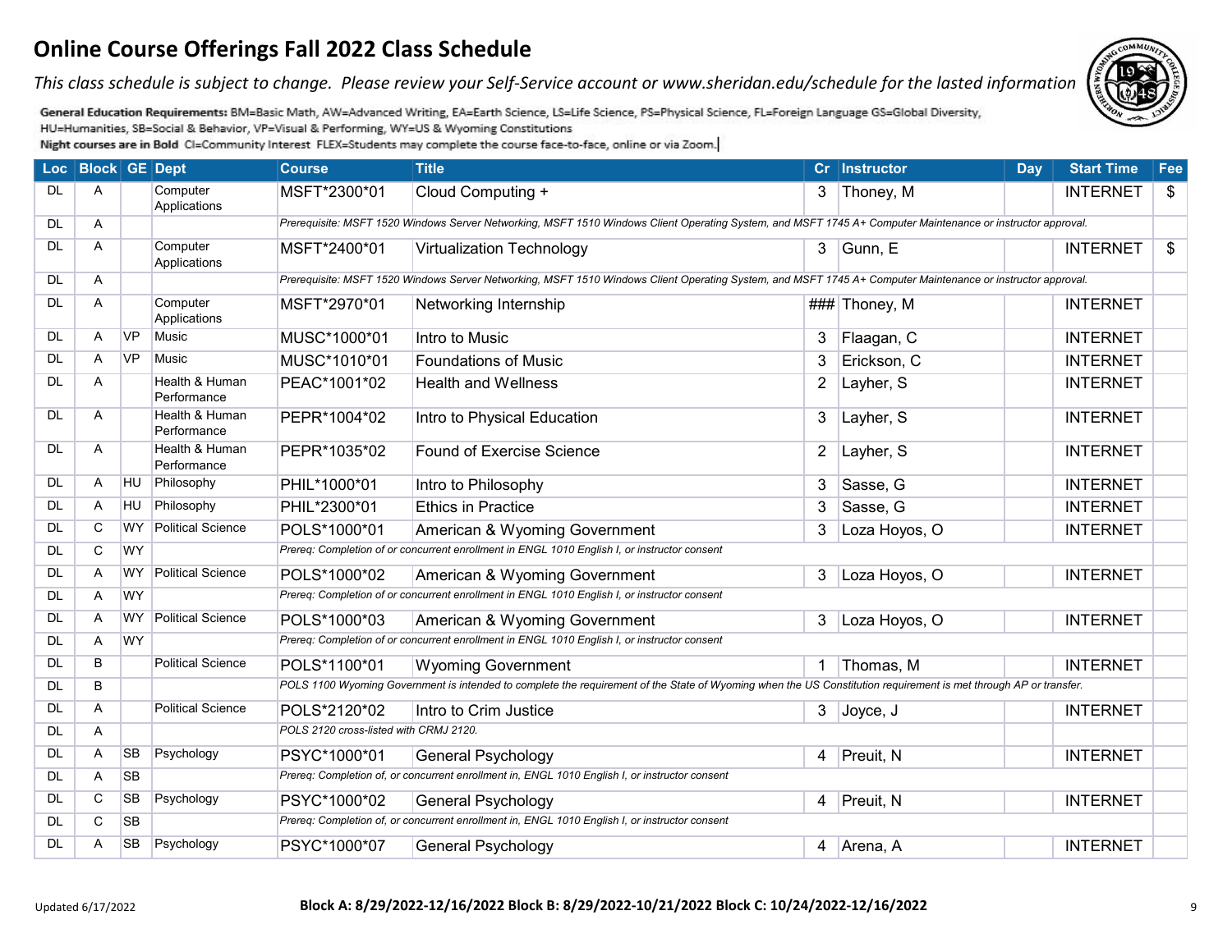# Online Course Offerings Fall 2022 Class Schedule

*This class schedule is subject to change. Please review your Self-Service account or www.sheridan.edu/schedule for the lasted information*

**General Education Requirements:** BM=Basic Math, AW=Advanced Writing, EA=Earth Science, LS=Life Science, PS=Physical Science, FL=Foreign Language GS=Global Diversity, HU=Humanities, SB=Social & Behavior, VP=Visual & Performing, WY=US & Wyoming Constitutions

**Night courses are in Bold** CI=Community Interest FLEX=Students may complete the course face-to-face, online or via Zoom.

| Loc | Block | GE | Dept | Course | Title | Cr | Instructor | Day | Start Time | Fee |
|---|---|---|---|---|---|---|---|---|---|---|
| DL | A | | Computer Applications | MSFT*2300*01 | Cloud Computing + | 3 | Thoney, M | | INTERNET | $ |
| DL | A | | | *Prerequisite: MSFT 1520 Windows Server Networking, MSFT 1510 Windows Client Operating System, and MSFT 1745 A+ Computer Maintenance or instructor approval.* | | | | | | |
| DL | A | | Computer Applications | MSFT*2400*01 | Virtualization Technology | 3 | Gunn, E | | INTERNET | $ |
| DL | A | | | *Prerequisite: MSFT 1520 Windows Server Networking, MSFT 1510 Windows Client Operating System, and MSFT 1745 A+ Computer Maintenance or instructor approval.* | | | | | | |
| DL | A | | Computer Applications | MSFT*2970*01 | Networking Internship | ### | Thoney, M | | INTERNET | |
| DL | A | VP | Music | MUSC*1000*01 | Intro to Music | 3 | Flaagan, C | | INTERNET | |
| DL | A | VP | Music | MUSC*1010*01 | Foundations of Music | 3 | Erickson, C | | INTERNET | |
| DL | A | | Health & Human Performance | PEAC*1001*02 | Health and Wellness | 2 | Layher, S | | INTERNET | |
| DL | A | | Health & Human Performance | PEPR*1004*02 | Intro to Physical Education | 3 | Layher, S | | INTERNET | |
| DL | A | | Health & Human Performance | PEPR*1035*02 | Found of Exercise Science | 2 | Layher, S | | INTERNET | |
| DL | A | HU | Philosophy | PHIL*1000*01 | Intro to Philosophy | 3 | Sasse, G | | INTERNET | |
| DL | A | HU | Philosophy | PHIL*2300*01 | Ethics in Practice | 3 | Sasse, G | | INTERNET | |
| DL | C | WY | Political Science | POLS*1000*01 | American & Wyoming Government | 3 | Loza Hoyos, O | | INTERNET | |
| DL | C | WY | | *Prereq: Completion of or concurrent enrollment in ENGL 1010 English I, or instructor consent* | | | | | | |
| DL | A | WY | Political Science | POLS*1000*02 | American & Wyoming Government | 3 | Loza Hoyos, O | | INTERNET | |
| DL | A | WY | | *Prereq: Completion of or concurrent enrollment in ENGL 1010 English I, or instructor consent* | | | | | | |
| DL | A | WY | Political Science | POLS*1000*03 | American & Wyoming Government | 3 | Loza Hoyos, O | | INTERNET | |
| DL | A | WY | | *Prereq: Completion of or concurrent enrollment in ENGL 1010 English I, or instructor consent* | | | | | | |
| DL | B | | Political Science | POLS*1100*01 | Wyoming Government | 1 | Thomas, M | | INTERNET | |
| DL | B | | | *POLS 1100 Wyoming Government is intended to complete the requirement of the State of Wyoming when the US Constitution requirement is met through AP or transfer.* | | | | | | |
| DL | A | | Political Science | POLS*2120*02 | Intro to Crim Justice | 3 | Joyce, J | | INTERNET | |
| DL | A | | | *POLS 2120 cross-listed with CRMJ 2120.* | | | | | | |
| DL | A | SB | Psychology | PSYC*1000*01 | General Psychology | 4 | Preuit, N | | INTERNET | |
| DL | A | SB | | *Prereq: Completion of, or concurrent enrollment in, ENGL 1010 English I, or instructor consent* | | | | | | |
| DL | C | SB | Psychology | PSYC*1000*02 | General Psychology | 4 | Preuit, N | | INTERNET | |
| DL | C | SB | | *Prereq: Completion of, or concurrent enrollment in, ENGL 1010 English I, or instructor consent* | | | | | | |
| DL | A | SB | Psychology | PSYC*1000*07 | General Psychology | 4 | Arena, A | | INTERNET | |

Updated 6/17/2022

**Block A: 8/29/2022-12/16/2022 Block B: 8/29/2022-10/21/2022 Block C: 10/24/2022-12/16/2022**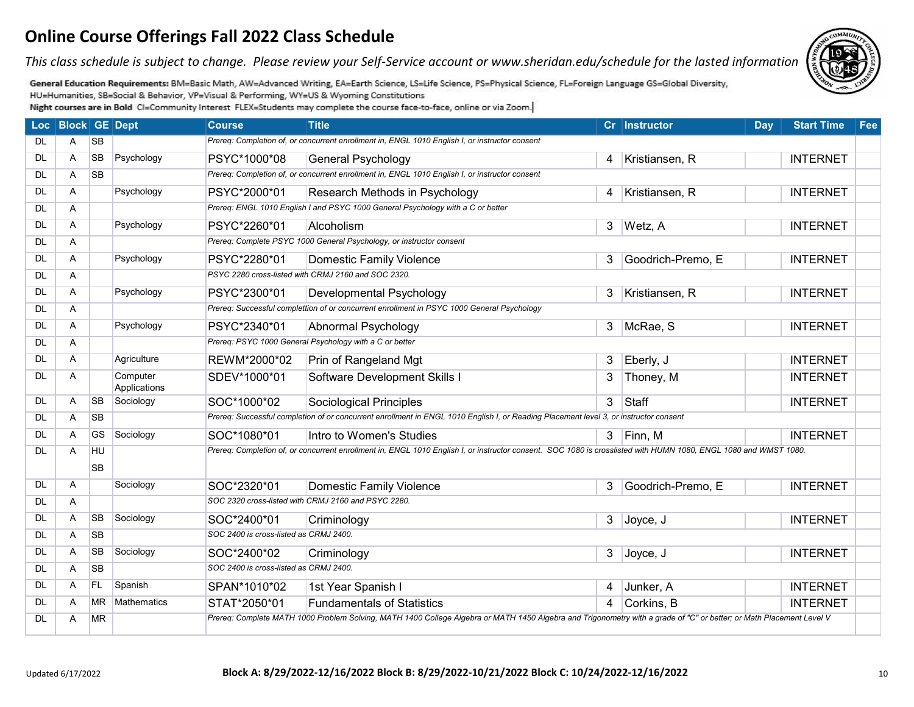# Online Course Offerings Fall 2022 Class Schedule

*This class schedule is subject to change. Please review your Self-Service account or www.sheridan.edu/schedule for the lasted information*

**General Education Requirements:** BM=Basic Math, AW=Advanced Writing, EA=Earth Science, LS=Life Science, PS=Physical Science, FL=Foreign Language GS=Global Diversity, HU=Humanities, SB=Social & Behavior, VP=Visual & Performing, WY=US & Wyoming Constitutions

**Night courses are in Bold** CI=Community Interest FLEX=Students may complete the course face-to-face, online or via Zoom.

| Loc | Block | GE | Dept | Course | Title | Cr | Instructor | Day | Start Time | Fee |
|---|---|---|---|---|---|---|---|---|---|---|
| DL | A | SB | | *Prereq: Completion of, or concurrent enrollment in, ENGL 1010 English I, or instructor consent* | | | | | | |
| DL | A | SB | Psychology | PSYC*1000*08 | General Psychology | 4 | Kristiansen, R | | INTERNET | |
| DL | A | SB | | *Prereq: Completion of, or concurrent enrollment in, ENGL 1010 English I, or instructor consent* | | | | | | |
| DL | A | | Psychology | PSYC*2000*01 | Research Methods in Psychology | 4 | Kristiansen, R | | INTERNET | |
| DL | A | | | *Prereq: ENGL 1010 English I and PSYC 1000 General Psychology with a C or better* | | | | | | |
| DL | A | | Psychology | PSYC*2260*01 | Alcoholism | 3 | Wetz, A | | INTERNET | |
| DL | A | | | *Prereq: Complete PSYC 1000 General Psychology, or instructor consent* | | | | | | |
| DL | A | | Psychology | PSYC*2280*01 | Domestic Family Violence | 3 | Goodrich-Premo, E | | INTERNET | |
| DL | A | | | *PSYC 2280 cross-listed with CRMJ 2160 and SOC 2320.* | | | | | | |
| DL | A | | Psychology | PSYC*2300*01 | Developmental Psychology | 3 | Kristiansen, R | | INTERNET | |
| DL | A | | | *Prereq: Successful complettion of or concurrent enrollment in PSYC 1000 General Psychology* | | | | | | |
| DL | A | | Psychology | PSYC*2340*01 | Abnormal Psychology | 3 | McRae, S | | INTERNET | |
| DL | A | | | *Prereq: PSYC 1000 General Psychology with a C or better* | | | | | | |
| DL | A | | Agriculture | REWM*2000*02 | Prin of Rangeland Mgt | 3 | Eberly, J | | INTERNET | |
| DL | A | | Computer Applications | SDEV*1000*01 | Software Development Skills I | 3 | Thoney, M | | INTERNET | |
| DL | A | SB | Sociology | SOC*1000*02 | Sociological Principles | 3 | Staff | | INTERNET | |
| DL | A | SB | | *Prereq: Successful completion of or concurrent enrollment in ENGL 1010 English I, or Reading Placement level 3, or instructor consent* | | | | | | |
| DL | A | GS | Sociology | SOC*1080*01 | Intro to Women's Studies | 3 | Finn, M | | INTERNET | |
| DL | A | HU SB | | *Prereq: Completion of, or concurrent enrollment in, ENGL 1010 English I, or instructor consent. SOC 1080 is crosslisted with HUMN 1080, ENGL 1080 and WMST 1080.* | | | | | | |
| DL | A | | Sociology | SOC*2320*01 | Domestic Family Violence | 3 | Goodrich-Premo, E | | INTERNET | |
| DL | A | | | *SOC 2320 cross-listed with CRMJ 2160 and PSYC 2280.* | | | | | | |
| DL | A | SB | Sociology | SOC*2400*01 | Criminology | 3 | Joyce, J | | INTERNET | |
| DL | A | SB | | *SOC 2400 is cross-listed as CRMJ 2400.* | | | | | | |
| DL | A | SB | Sociology | SOC*2400*02 | Criminology | 3 | Joyce, J | | INTERNET | |
| DL | A | SB | | *SOC 2400 is cross-listed as CRMJ 2400.* | | | | | | |
| DL | A | FL | Spanish | SPAN*1010*02 | 1st Year Spanish I | 4 | Junker, A | | INTERNET | |
| DL | A | MR | Mathematics | STAT*2050*01 | Fundamentals of Statistics | 4 | Corkins, B | | INTERNET | |
| DL | A | MR | | *Prereq: Complete MATH 1000 Problem Solving, MATH 1400 College Algebra or MATH 1450 Algebra and Trigonometry with a grade of "C" or better; or Math Placement Level V* | | | | | | |

Updated 6/17/2022

**Block A: 8/29/2022-12/16/2022 Block B: 8/29/2022-10/21/2022 Block C: 10/24/2022-12/16/2022**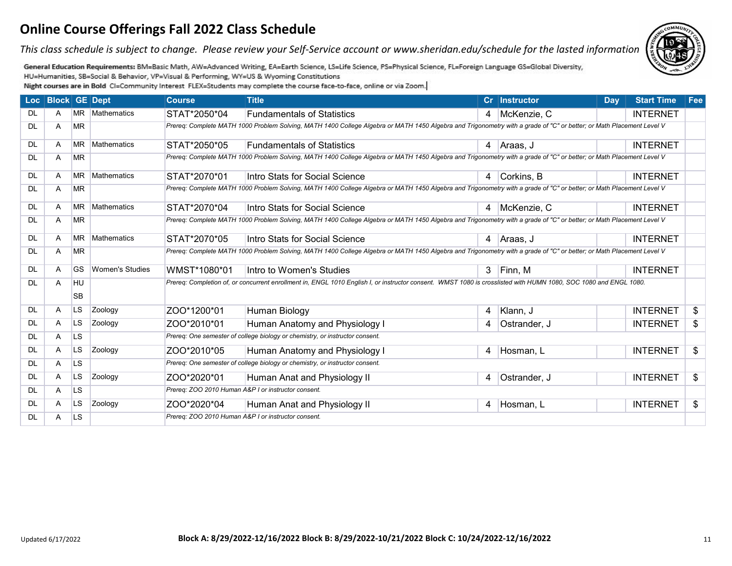# Online Course Offerings Fall 2022 Class Schedule

*This class schedule is subject to change. Please review your Self-Service account or www.sheridan.edu/schedule for the lasted information*

**General Education Requirements:** BM=Basic Math, AW=Advanced Writing, EA=Earth Science, LS=Life Science, PS=Physical Science, FL=Foreign Language GS=Global Diversity, HU=Humanities, SB=Social & Behavior, VP=Visual & Performing, WY=US & Wyoming Constitutions

**Night courses are in Bold** CI=Community Interest FLEX=Students may complete the course face-to-face, online or via Zoom.

| Loc | Block | GE | Dept | Course | Title | Cr | Instructor | Day | Start Time | Fee |
|---|---|---|---|---|---|---|---|---|---|---|
| DL | A | MR | Mathematics | STAT*2050*04 | Fundamentals of Statistics | 4 | McKenzie, C | | INTERNET | |
| DL | A | MR | | *Prereq: Complete MATH 1000 Problem Solving, MATH 1400 College Algebra or MATH 1450 Algebra and Trigonometry with a grade of "C" or better; or Math Placement Level V* | | | | | | |
| DL | A | MR | Mathematics | STAT*2050*05 | Fundamentals of Statistics | 4 | Araas, J | | INTERNET | |
| DL | A | MR | | *Prereq: Complete MATH 1000 Problem Solving, MATH 1400 College Algebra or MATH 1450 Algebra and Trigonometry with a grade of "C" or better; or Math Placement Level V* | | | | | | |
| DL | A | MR | Mathematics | STAT*2070*01 | Intro Stats for Social Science | 4 | Corkins, B | | INTERNET | |
| DL | A | MR | | *Prereq: Complete MATH 1000 Problem Solving, MATH 1400 College Algebra or MATH 1450 Algebra and Trigonometry with a grade of "C" or better; or Math Placement Level V* | | | | | | |
| DL | A | MR | Mathematics | STAT*2070*04 | Intro Stats for Social Science | 4 | McKenzie, C | | INTERNET | |
| DL | A | MR | | *Prereq: Complete MATH 1000 Problem Solving, MATH 1400 College Algebra or MATH 1450 Algebra and Trigonometry with a grade of "C" or better; or Math Placement Level V* | | | | | | |
| DL | A | MR | Mathematics | STAT*2070*05 | Intro Stats for Social Science | 4 | Araas, J | | INTERNET | |
| DL | A | MR | | *Prereq: Complete MATH 1000 Problem Solving, MATH 1400 College Algebra or MATH 1450 Algebra and Trigonometry with a grade of "C" or better; or Math Placement Level V* | | | | | | |
| DL | A | GS | Women's Studies | WMST*1080*01 | Intro to Women's Studies | 3 | Finn, M | | INTERNET | |
| DL | A | HU SB | | *Prereq: Completion of, or concurrent enrollment in, ENGL 1010 English I, or instructor consent. WMST 1080 is crosslisted with HUMN 1080, SOC 1080 and ENGL 1080.* | | | | | | |
| DL | A | LS | Zoology | ZOO*1200*01 | Human Biology | 4 | Klann, J | | INTERNET | $ |
| DL | A | LS | Zoology | ZOO*2010*01 | Human Anatomy and Physiology I | 4 | Ostrander, J | | INTERNET | $ |
| DL | A | LS | | *Prereq: One semester of college biology or chemistry, or instructor consent.* | | | | | | |
| DL | A | LS | Zoology | ZOO*2010*05 | Human Anatomy and Physiology I | 4 | Hosman, L | | INTERNET | $ |
| DL | A | LS | | *Prereq: One semester of college biology or chemistry, or instructor consent.* | | | | | | |
| DL | A | LS | Zoology | ZOO*2020*01 | Human Anat and Physiology II | 4 | Ostrander, J | | INTERNET | $ |
| DL | A | LS | | *Prereq: ZOO 2010 Human A&P I or instructor consent.* | | | | | | |
| DL | A | LS | Zoology | ZOO*2020*04 | Human Anat and Physiology II | 4 | Hosman, L | | INTERNET | $ |
| DL | A | LS | | *Prereq: ZOO 2010 Human A&P I or instructor consent.* | | | | | | |

Updated 6/17/2022

**Block A: 8/29/2022-12/16/2022 Block B: 8/29/2022-10/21/2022 Block C: 10/24/2022-12/16/2022**